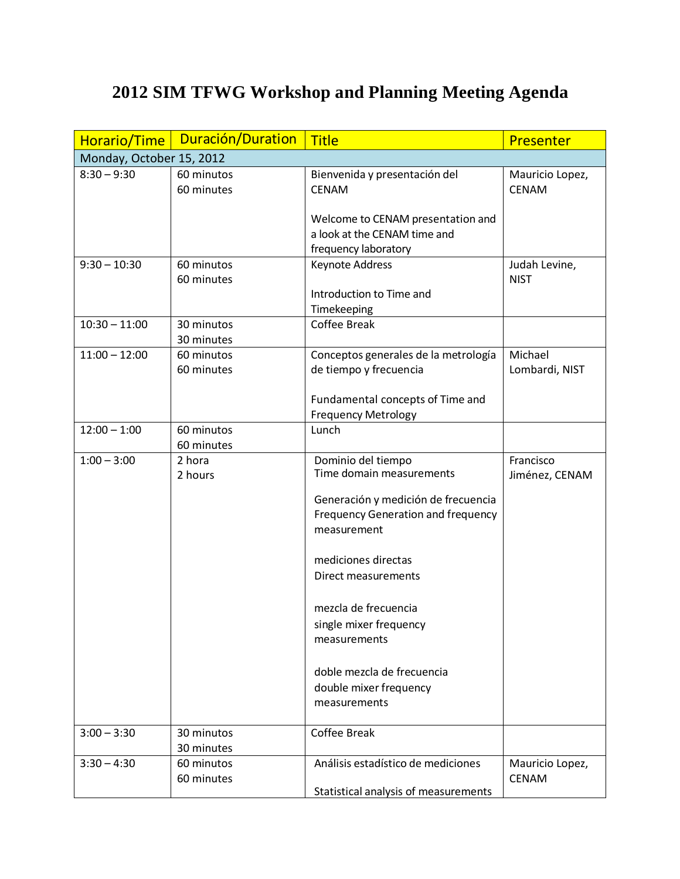# 2012 SIM TFWG Workshop and Planning Meeting Agenda

| Horario/Time | Duración/Duration | Title | Presenter |
|---|---|---|---|
| Monday, October 15, 2012 | | | |
| 8:30 – 9:30 | 60 minutos<br>60 minutes | Bienvenida y presentación del CENAM<br><br>Welcome to CENAM presentation and a look at the CENAM time and frequency laboratory | Mauricio Lopez, CENAM |
| 9:30 – 10:30 | 60 minutos<br>60 minutes | Keynote Address<br><br>Introduction to Time and Timekeeping | Judah Levine, NIST |
| 10:30 – 11:00 | 30 minutos<br>30 minutes | Coffee Break | |
| 11:00 – 12:00 | 60 minutos<br>60 minutes | Conceptos generales de la metrología de tiempo y frecuencia<br><br>Fundamental concepts of Time and Frequency Metrology | Michael Lombardi, NIST |
| 12:00 – 1:00 | 60 minutos<br>60 minutes | Lunch | |
| 1:00 – 3:00 | 2 hora<br>2 hours | Dominio del tiempo<br>Time domain measurements<br><br>Generación y medición de frecuencia<br>Frequency Generation and frequency measurement<br><br>mediciones directas<br>Direct measurements<br><br>mezcla de frecuencia<br>single mixer frequency measurements<br><br>doble mezcla de frecuencia<br>double mixer frequency measurements | Francisco Jiménez, CENAM |
| 3:00 – 3:30 | 30 minutos<br>30 minutes | Coffee Break | |
| 3:30 – 4:30 | 60 minutos<br>60 minutes | Análisis estadístico de mediciones<br><br>Statistical analysis of measurements | Mauricio Lopez, CENAM |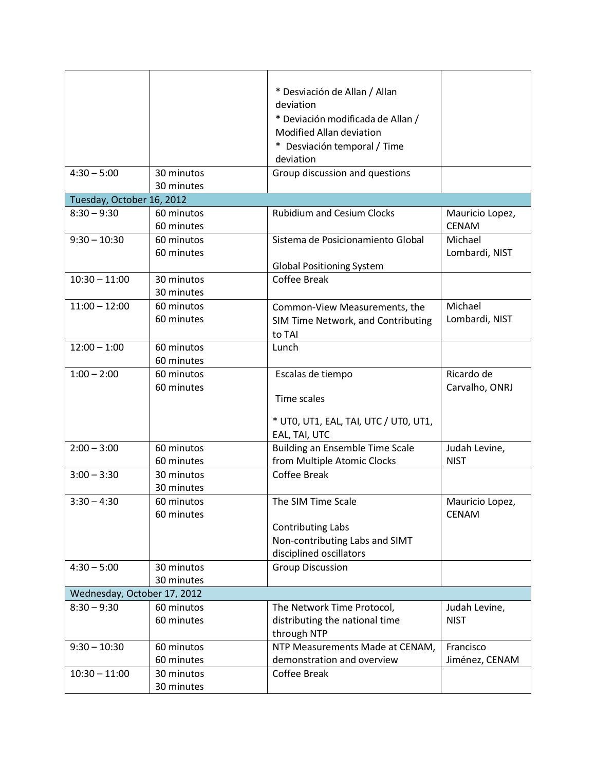| | | | |
|---|---|---|---|
| | | * Desviación de Allan / Allan deviation<br>* Deviación modificada de Allan / Modified Allan deviation<br>* Desviación temporal / Time deviation | |
| 4:30 – 5:00 | 30 minutos<br>30 minutes | Group discussion and questions | |
| **Tuesday, October 16, 2012** | | | |
| 8:30 – 9:30 | 60 minutos<br>60 minutes | Rubidium and Cesium Clocks | Mauricio Lopez, CENAM |
| 9:30 – 10:30 | 60 minutos<br>60 minutes | Sistema de Posicionamiento Global<br><br>Global Positioning System | Michael Lombardi, NIST |
| 10:30 – 11:00 | 30 minutos<br>30 minutes | Coffee Break | |
| 11:00 – 12:00 | 60 minutos<br>60 minutes | Common-View Measurements, the SIM Time Network, and Contributing to TAI | Michael Lombardi, NIST |
| 12:00 – 1:00 | 60 minutos<br>60 minutes | Lunch | |
| 1:00 – 2:00 | 60 minutos<br>60 minutes | Escalas de tiempo<br><br>Time scales<br><br>* UT0, UT1, EAL, TAI, UTC / UT0, UT1, EAL, TAI, UTC | Ricardo de Carvalho, ONRJ |
| 2:00 – 3:00 | 60 minutos<br>60 minutes | Building an Ensemble Time Scale from Multiple Atomic Clocks | Judah Levine, NIST |
| 3:00 – 3:30 | 30 minutos<br>30 minutes | Coffee Break | |
| 3:30 – 4:30 | 60 minutos<br>60 minutes | The SIM Time Scale<br><br>Contributing Labs<br>Non-contributing Labs and SIMT disciplined oscillators | Mauricio Lopez, CENAM |
| 4:30 – 5:00 | 30 minutos<br>30 minutes | Group Discussion | |
| **Wednesday, October 17, 2012** | | | |
| 8:30 – 9:30 | 60 minutos<br>60 minutes | The Network Time Protocol, distributing the national time through NTP | Judah Levine, NIST |
| 9:30 – 10:30 | 60 minutos<br>60 minutes | NTP Measurements Made at CENAM, demonstration and overview | Francisco Jiménez, CENAM |
| 10:30 – 11:00 | 30 minutos<br>30 minutes | Coffee Break | |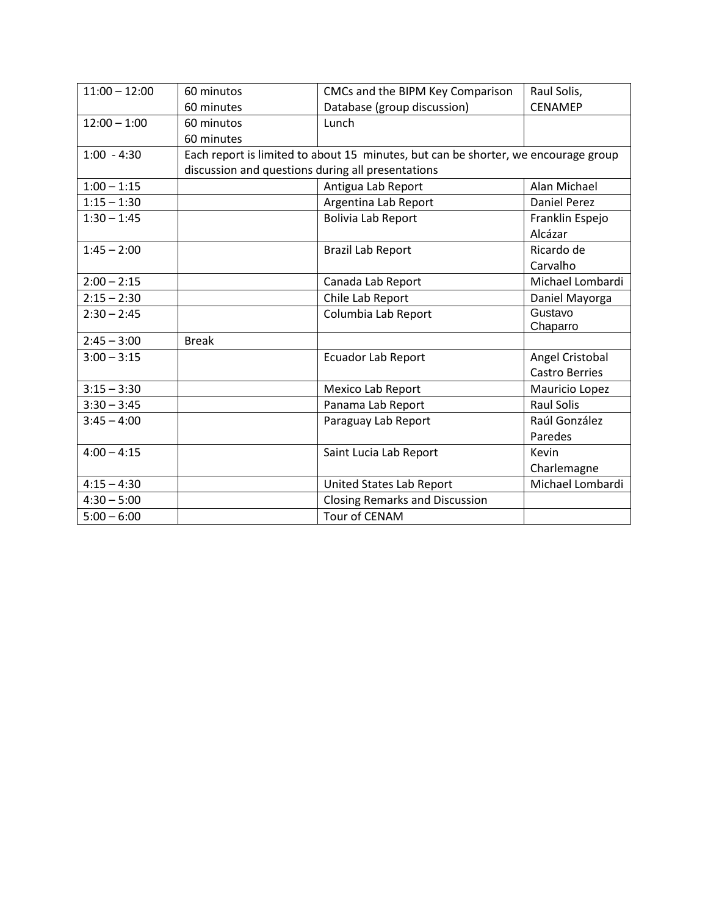| | | | |
|---|---|---|---|
| 11:00 – 12:00 | 60 minutos<br>60 minutes | CMCs and the BIPM Key Comparison Database (group discussion) | Raul Solis, CENAMEP |
| 12:00 – 1:00 | 60 minutos<br>60 minutes | Lunch | |
| 1:00 - 4:30 | Each report is limited to about 15 minutes, but can be shorter, we encourage group discussion and questions during all presentations | | |
| 1:00 – 1:15 | | Antigua Lab Report | Alan Michael |
| 1:15 – 1:30 | | Argentina Lab Report | Daniel Perez |
| 1:30 – 1:45 | | Bolivia Lab Report | Franklin Espejo Alcázar |
| 1:45 – 2:00 | | Brazil Lab Report | Ricardo de Carvalho |
| 2:00 – 2:15 | | Canada Lab Report | Michael Lombardi |
| 2:15 – 2:30 | | Chile Lab Report | Daniel Mayorga |
| 2:30 – 2:45 | | Columbia Lab Report | Gustavo Chaparro |
| 2:45 – 3:00 | Break | | |
| 3:00 – 3:15 | | Ecuador Lab Report | Angel Cristobal Castro Berries |
| 3:15 – 3:30 | | Mexico Lab Report | Mauricio Lopez |
| 3:30 – 3:45 | | Panama Lab Report | Raul Solis |
| 3:45 – 4:00 | | Paraguay Lab Report | Raúl González Paredes |
| 4:00 – 4:15 | | Saint Lucia Lab Report | Kevin Charlemagne |
| 4:15 – 4:30 | | United States Lab Report | Michael Lombardi |
| 4:30 – 5:00 | | Closing Remarks and Discussion | |
| 5:00 – 6:00 | | Tour of CENAM | |